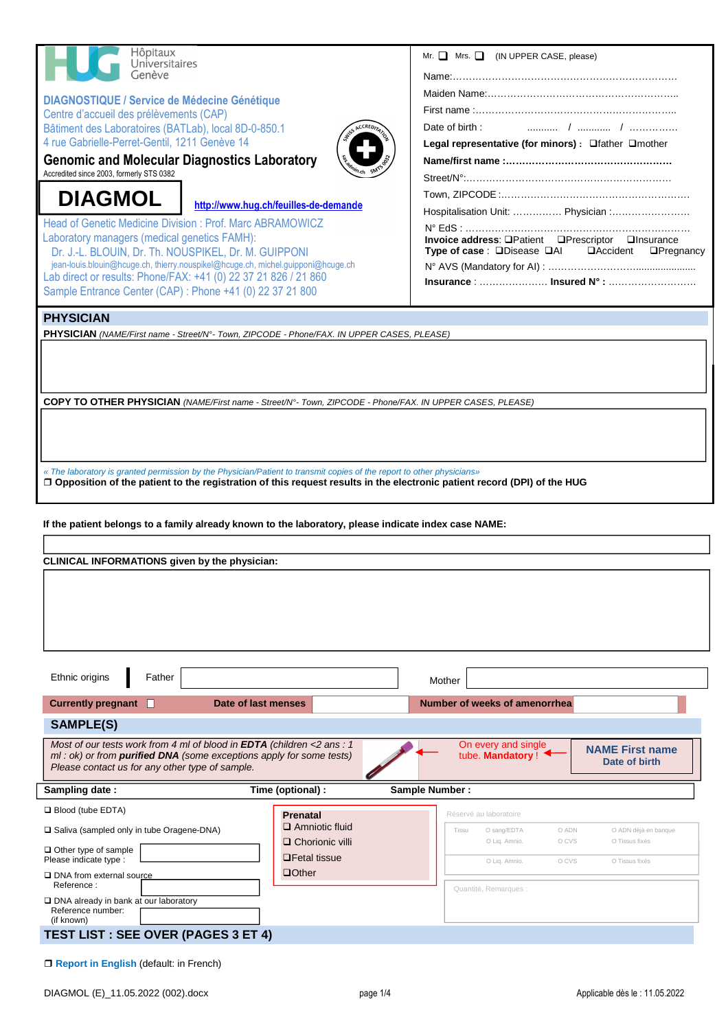Hôpitaux Universitaires Genève

**DIAGNOSTIQUE / Service de Médecine Génétique**
Centre d'accueil des prélèvements (CAP)
Bâtiment des Laboratoires (BATLab), local 8D-0-850.1
4 rue Gabrielle-Perret-Gentil, 1211 Genève 14

## Genomic and Molecular Diagnostics Laboratory

Accredited since 2003, formerly STS 0382

# DIAGMOL

http://www.hug.ch/feuilles-de-demande

Head of Genetic Medicine Division : Prof. Marc ABRAMOWICZ
Laboratory managers (medical genetics FAMH):
Dr. J.-L. BLOUIN, Dr. Th. NOUSPIKEL, Dr. M. GUIPPONI
jean-louis.blouin@hcuge.ch, thierry.nouspikel@hcuge.ch, michel.guipponi@hcuge.ch
Lab direct or results: Phone/FAX: +41 (0) 22 37 21 826 / 21 860
Sample Entrance Center (CAP) : Phone +41 (0) 22 37 21 800

Mr. ❑ Mrs. ❑ (IN UPPER CASE, please)

Name:…………………………………………………………

Maiden Name:…………………………………………………

First name :……………………………………………………

Date of birth : ……….. / ………… / ……………

**Legal representative (for minors) :** ❑father ❑mother

**Name/first name :**……………………………………………

Street/N°:………………………………………………………

Town, ZIPCODE :………………………………………………

Hospitalisation Unit: …………… Physician :……………………

N° EdS : …………………………………………………………

**Invoice address**: ❑Patient ❑Prescriptor ❑Insurance

**Type of case** : ❑Disease ❑AI ❑Accident ❑Pregnancy

N° AVS (Mandatory for AI) : ………………………………………

**Insurance** : ………………… **Insured N° :** ………………………

## PHYSICIAN

**PHYSICIAN** *(NAME/First name - Street/N°- Town, ZIPCODE - Phone/FAX. IN UPPER CASES, PLEASE)*

**COPY TO OTHER PHYSICIAN** *(NAME/First name - Street/N°- Town, ZIPCODE - Phone/FAX. IN UPPER CASES, PLEASE)*

*« The laboratory is granted permission by the Physician/Patient to transmit copies of the report to other physicians»*

❑ **Opposition of the patient to the registration of this request results in the electronic patient record (DPI) of the HUG**

**If the patient belongs to a family already known to the laboratory, please indicate index case NAME:**

**CLINICAL INFORMATIONS given by the physician:**

Ethnic origins | Father | | Mother |

**Currently pregnant** ❑ **Date of last menses** | **Number of weeks of amenorrhea**

## SAMPLE(S)

*Most of our tests work from 4 ml of blood in **EDTA** (children <2 ans : 1 ml : ok) or from **purified DNA** (some exceptions apply for some tests) Please contact us for any other type of sample.*

On every and single tube. **Mandatory** !

**NAME First name**
**Date of birth**

**Sampling date :** **Time (optional) :** **Sample Number :**

❑ Blood (tube EDTA)

❑ Saliva (sampled only in tube Oragene-DNA)

❑ Other type of sample
Please indicate type :

❑ DNA from external source
Reference :

❑ DNA already in bank at our laboratory
Reference number:
(if known)

**Prenatal**
❑ Amniotic fluid
❑ Chorionic villi
❑Fetal tissue
❑Other

Réservé au laboratoire

| Tissu | O sang/EDTA | O ADN | O ADN déjà en banque |
|---|---|---|---|
| | O Liq. Amnio. | O CVS | O Tissus fixés |
| | O Liq. Amnio. | O CVS | O Tissus fixés |

Quantité, Remarques :

## TEST LIST : SEE OVER (PAGES 3 ET 4)

❑ **Report in English** (default: in French)

DIAGMOL (E)_11.05.2022 (002).docx Applicable dès le : 11.05.2022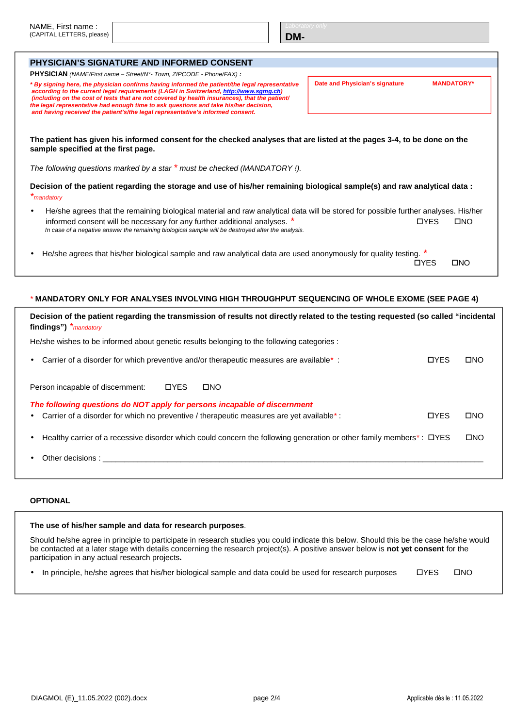NAME, First name :
(CAPITAL LETTERS, please)

Laboratory only
**DM-**

## PHYSICIAN'S SIGNATURE AND INFORMED CONSENT

**PHYSICIAN** *(NAME/First name – Street/N°- Town, ZIPCODE - Phone/FAX)* **:**

***By signing here, the physician confirms having informed the patient/the legal representative according to the current legal requirements (LAGH in Switzerland, http://www.sgmg.ch) (including on the cost of tests that are not covered by health insurances), that the patient/ the legal representative had enough time to ask questions and take his/her decision, and having received the patient's/the legal representative's informed consent.***

**Date and Physician's signature** **MANDATORY***

**The patient has given his informed consent for the checked analyses that are listed at the pages 3-4, to be done on the sample specified at the first page.**

*The following questions marked by a star * must be checked (MANDATORY !).*

**Decision of the patient regarding the storage and use of his/her remaining biological sample(s) and raw analytical data :** *mandatory

- He/she agrees that the remaining biological material and raw analytical data will be stored for possible further analyses. His/her informed consent will be necessary for any further additional analyses. * ☐YES ☐NO
  *In case of a negative answer the remaining biological sample will be destroyed after the analysis.*
- He/she agrees that his/her biological sample and raw analytical data are used anonymously for quality testing. * ☐YES ☐NO

*** MANDATORY ONLY FOR ANALYSES INVOLVING HIGH THROUGHPUT SEQUENCING OF WHOLE EXOME (SEE PAGE 4)**

**Decision of the patient regarding the transmission of results not directly related to the testing requested (so called "incidental findings")** *mandatory

He/she wishes to be informed about genetic results belonging to the following categories :

- Carrier of a disorder for which preventive and/or therapeutic measures are available* : ☐YES ☐NO

Person incapable of discernment: ☐YES ☐NO

***The following questions do NOT apply for persons incapable of discernment***

- Carrier of a disorder for which no preventive / therapeutic measures are yet available* : ☐YES ☐NO
- Healthy carrier of a recessive disorder which could concern the following generation or other family members* : ☐YES ☐NO
- Other decisions : ____________________________________________

**OPTIONAL**

**The use of his/her sample and data for research purposes**.

Should he/she agree in principle to participate in research studies you could indicate this below. Should this be the case he/she would be contacted at a later stage with details concerning the research project(s). A positive answer below is **not yet consent** for the participation in any actual research projects**.**

- In principle, he/she agrees that his/her biological sample and data could be used for research purposes ☐YES ☐NO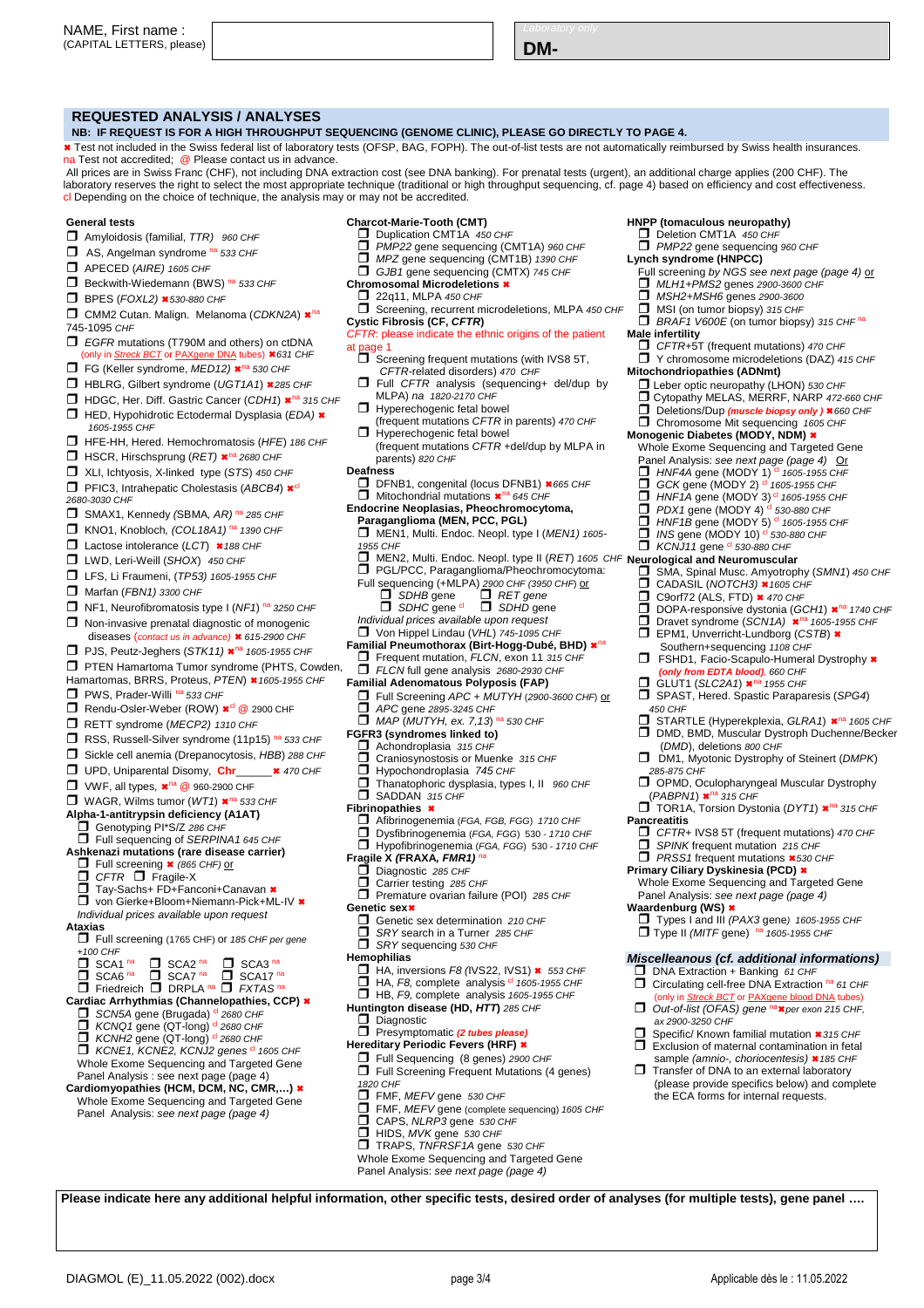NAME, First name :
(CAPITAL LETTERS, please)

Laboratory only
**DM-**

## REQUESTED ANALYSIS / ANALYSES

**NB: IF REQUEST IS FOR A HIGH THROUGHPUT SEQUENCING (GENOME CLINIC), PLEASE GO DIRECTLY TO PAGE 4.**

✖ Test not included in the Swiss federal list of laboratory tests (OFSP, BAG, FOPH). The out-of-list tests are not automatically reimbursed by Swiss health insurances.
na Test not accredited; @ Please contact us in advance.
All prices are in Swiss Franc (CHF), not including DNA extraction cost (see DNA banking). For prenatal tests (urgent), an additional charge applies (200 CHF). The laboratory reserves the right to select the most appropriate technique (traditional or high throughput sequencing, cf. page 4) based on efficiency and cost effectiveness.
cl Depending on the choice of technique, the analysis may or may not be accredited.

### General tests

- ❒ Amyloidosis (familial, *TTR*) *960 CHF*
- ❒ AS, Angelman syndrome na *533 CHF*
- ❒ APECED (*AIRE*) *1605 CHF*
- ❒ Beckwith-Wiedemann (BWS) na *533 CHF*
- ❒ BPES (*FOXL2*) ✖*530-880 CHF*
- ❒ CMM2 Cutan. Malign. Melanoma (*CDKN2A*) ✖na *745-1095 CHF*
- ❒ *EGFR* mutations (T790M and others) on ctDNA (only in Streck BCT or PAXgene DNA tubes) ✖*631 CHF*
- ❒ FG (Keller syndrome, *MED12*) ✖na *530 CHF*
- ❒ HBLRG, Gilbert syndrome (*UGT1A1*) ✖*285 CHF*
- ❒ HDGC, Her. Diff. Gastric Cancer (*CDH1*) ✖na *315 CHF*
- ❒ HED, Hypohidrotic Ectodermal Dysplasia (*EDA*) ✖ *1605-1955 CHF*
- ❒ HFE-HH, Hered. Hemochromatosis (*HFE*) *186 CHF*
- ❒ HSCR, Hirschsprung (*RET*) ✖na *2680 CHF*
- ❒ XLI, Ichtyosis, X-linked type (*STS*) *450 CHF*
- ❒ PFIC3, Intrahepatic Cholestasis (*ABCB4*) ✖cl *2680-3030 CHF*
- ❒ SMAX1, Kennedy (SBMA, *AR*) na *285 CHF*
- ❒ KNO1, Knobloch, (*COL18A1*) na *1390 CHF*
- ❒ Lactose intolerance (*LCT*) ✖*188 CHF*
- ❒ LWD, Leri-Weill (*SHOX*) *450 CHF*
- ❒ LFS, Li Fraumeni, (*TP53*) *1605-1955 CHF*
- ❒ Marfan (*FBN1*) *3300 CHF*
- ❒ NF1, Neurofibromatosis type I (*NF1*) na *3250 CHF*
- ❒ Non-invasive prenatal diagnostic of monogenic diseases (contact us in advance) ✖ *615-2900 CHF*
- ❒ PJS, Peutz-Jeghers (*STK11*) ✖na *1605-1955 CHF*
- ❒ PTEN Hamartoma Tumor syndrome (PHTS, Cowden, Hamartomas, BRRS, Proteus, *PTEN*) ✖*1605-1955 CHF*
- ❒ PWS, Prader-Willi na *533 CHF*
- ❒ Rendu-Osler-Weber (ROW) ✖cl @ 2900 CHF
- ❒ RETT syndrome (*MECP2*) *1310 CHF*
- ❒ RSS, Russell-Silver syndrome (11p15) na *533 CHF*
- ❒ Sickle cell anemia (Drepanocytosis, *HBB*) *288 CHF*
- ❒ UPD, Uniparental Disomy, Chr______ ✖ *470 CHF*
- ❒ VWF, all types, ✖na @ 960-2900 CHF
- ❒ WAGR, Wilms tumor (*WT1*) ✖na *533 CHF*

**Alpha-1-antitrypsin deficiency (A1AT)**
- ❒ Genotyping PI*S/Z *286 CHF*
- ❒ Full sequencing of *SERPINA1* *645 CHF*

**Ashkenazi mutations (rare disease carrier)**
- ❒ Full screening ✖ *(865 CHF)* or
- ❒ *CFTR* ❒ Fragile-X
- ❒ Tay-Sachs+ FD+Fanconi+Canavan ✖
- ❒ von Gierke+Bloom+Niemann-Pick+ML-IV ✖

*Individual prices available upon request*

**Ataxias**
- ❒ Full screening (1765 CHF) or *185 CHF per gene +100 CHF*
- ❒ SCA1 na ❒ SCA2 na ❒ SCA3 na
- ❒ SCA6 na ❒ SCA7 na ❒ SCA17 na
- ❒ Friedreich ❒ DRPLA na ❒ *FXTAS* na

**Cardiac Arrhythmias (Channelopathies, CCP)** ✖
- ❒ *SCN5A* gene (Brugada) cl *2680 CHF*
- ❒ *KCNQ1* gene (QT-long) cl *2680 CHF*
- ❒ *KCNH2* gene (QT-long) cl *2680 CHF*
- ❒ *KCNE1, KCNE2, KCNJ2 genes* cl *1605 CHF*

Whole Exome Sequencing and Targeted Gene Panel Analysis : see next page (page 4)

**Cardiomyopathies (HCM, DCM, NC, CMR,…)** ✖
Whole Exome Sequencing and Targeted Gene Panel Analysis: *see next page (page 4)*

### Charcot-Marie-Tooth (CMT)
- ❒ Duplication CMT1A *450 CHF*
- ❒ *PMP22* gene sequencing (CMT1A) *960 CHF*
- ❒ *MPZ* gene sequencing (CMT1B) *1390 CHF*
- ❒ *GJB1* gene sequencing (CMTX) *745 CHF*

**Chromosomal Microdeletions** ✖
- ❒ 22q11, MLPA *450 CHF*
- ❒ Screening, recurrent microdeletions, MLPA *450 CHF*

**Cystic Fibrosis (CF, *CFTR*)**
*CFTR*: please indicate the ethnic origins of the patient at page 1
- ❒ Screening frequent mutations (with IVS8 5T, *CFTR*-related disorders) *470 CHF*
- ❒ Full *CFTR* analysis (sequencing+ del/dup by MLPA) *na 1820-2170 CHF*
- ❒ Hyperechogenic fetal bowel (frequent mutations *CFTR* in parents) *470 CHF*
- ❒ Hyperechogenic fetal bowel (frequent mutations *CFTR* +del/dup by MLPA in parents) *820 CHF*

**Deafness**
- ❒ DFNB1, congenital (locus DFNB1) ✖*665 CHF*
- ❒ Mitochondrial mutations ✖na *645 CHF*

**Endocrine Neoplasias, Pheochromocytoma, Paraganglioma (MEN, PCC, PGL)**
- ❒ MEN1, Multi. Endoc. Neopl. type I (*MEN1*) *1605-1955 CHF*
- ❒ MEN2, Multi. Endoc. Neopl. type II (*RET*) *1605 CHF*
- ❒ PGL/PCC, Paraganglioma/Pheochromocytoma:

Full sequencing (+MLPA) *2900 CHF (3950 CHF)* or
- ❒ *SDHB* gene ❒ *RET gene*
- ❒ *SDHC* gene cl ❒ *SDHD* gene

*Individual prices available upon request*
- ❒ Von Hippel Lindau (*VHL*) *745-1095 CHF*

**Familial Pneumothorax (Birt-Hogg-Dubé, BHD)** ✖na
- ❒ Frequent mutation, *FLCN*, exon 11 *315 CHF*
- ❒ *FLCN* full gene analysis *2680-2930 CHF*

**Familial Adenomatous Polyposis (FAP)**
- ❒ Full Screening *APC + MUTYH (2900-3600 CHF)* or
- ❒ *APC* gene *2895-3245 CHF*
- ❒ *MAP* (*MUTYH, ex. 7,13*) na *530 CHF*

**FGFR3 (syndromes linked to)**
- ❒ Achondroplasia *315 CHF*
- ❒ Craniosynostosis or Mueńke *315 CHF*
- ❒ Hypochondroplasia *745 CHF*
- ❒ Thanatophoric dysplasia, types I, II *960 CHF*
- ❒ SADDAN *315 CHF*

**Fibrinopathies** ✖
- ❒ Afibrinogenemia (*FGA, FGB, FGG*) *1710 CHF*
- ❒ Dysfibrinogenemia (*FGA, FGG*) *530 - 1710 CHF*
- ❒ Hypofibrinogenemia (*FGA, FGG*) *530 - 1710 CHF*

**Fragile X (FRAXA, *FMR1*)** na
- ❒ Diagnostic *285 CHF*
- ❒ Carrier testing *285 CHF*
- ❒ Premature ovarian failure (POI) *285 CHF*

**Genetic sex**✖
- ❒ Genetic sex determination *210 CHF*
- ❒ *SRY* search in a Turner *285 CHF*
- ❒ *SRY* sequencing *530 CHF*

**Hemophilias**
- ❒ HA, inversions *F8* (IVS22, IVS1) ✖ *553 CHF*
- ❒ HA, *F8*, complete analysis cl *1605-1955 CHF*
- ❒ HB, *F9*, complete analysis *1605-1955 CHF*

**Huntington disease (HD, *HTT*)** *285 CHF*
- ❒ Diagnostic
- ❒ Presymptomatic *(2 tubes please)*

**Hereditary Periodic Fevers (HRF)** ✖
- ❒ Full Sequencing (8 genes) *2900 CHF*
- ❒ Full Screening Frequent Mutations (4 genes) *1820 CHF*
- ❒ FMF, *MEFV* gene *530 CHF*
- ❒ FMF, *MEFV* gene *(complete sequencing) 1605 CHF*
- ❒ CAPS, *NLRP3* gene *530 CHF*
- ❒ HIDS, *MVK* gene *530 CHF*
- ❒ TRAPS, *TNFRSF1A* gene *530 CHF*

Whole Exome Sequencing and Targeted Gene Panel Analysis: *see next page (page 4)*

### HNPP (tomaculous neuropathy)
- ❒ Deletion CMT1A *450 CHF*
- ❒ *PMP22* gene sequencing *960 CHF*

**Lynch syndrome (HNPCC)**
Full screening *by NGS see next page (page 4)* or
- ❒ *MLH1+PMS2* genes *2900-3600 CHF*
- ❒ *MSH2+MSH6* genes *2900-3600*
- ❒ MSI (on tumor biopsy) *315 CHF*
- ❒ *BRAF1 V600E* (on tumor biopsy) *315 CHF* na

**Male infertility**
- ❒ *CFTR*+5T (frequent mutations) *470 CHF*
- ❒ Y chromosome microdeletions (DAZ) *415 CHF*

**Mitochondriopathies (ADNmt)**
- ❒ Leber optic neuropathy (LHON) *530 CHF*
- ❒ Cytopathy MELAS, MERRF, NARP *472-660 CHF*
- ❒ Deletions/Dup *(muscle biopsy only )* ✖*660 CHF*
- ❒ Chromosome Mit sequencing *1605 CHF*

**Monogenic Diabetes (MODY, NDM)** ✖
Whole Exome Sequencing and Targeted Gene Panel Analysis: *see next page (page 4)* Or
- ❒ *HNF4A* gene (MODY 1) cl *1605-1955 CHF*
- ❒ *GCK* gene (MODY 2) cl *1605-1955 CHF*
- ❒ *HNF1A* gene (MODY 3) cl *1605-1955 CHF*
- ❒ *PDX1* gene (MODY 4) cl *530-880 CHF*
- ❒ *HNF1B* gene (MODY 5) cl *1605-1955 CHF*
- ❒ *INS* gene (MODY 10) cl *530-880 CHF*
- ❒ *KCNJ11* gene cl *530-880 CHF*

**Neurological and Neuromuscular**
- ❒ SMA, Spinal Musc. Amyotrophy (*SMN1*) *450 CHF*
- ❒ CADASIL (*NOTCH3*) ✖*1605 CHF*
- ❒ C9orf72 (ALS, FTD) ✖ *470 CHF*
- ❒ DOPA-responsive dystonia (*GCH1*) ✖na *1740 CHF*
- ❒ Dravet syndrome (*SCN1A*) ✖na *1605-1955 CHF*
- ❒ EPM1, Unverricht-Lundborg (*CSTB*) ✖ Southern+sequencing *1108 CHF*
- ❒ FSHD1, Facio-Scapulo-Humeral Dystrophy ✖ *(only from EDTA blood), 660 CHF*
- ❒ GLUT1 (*SLC2A1*) ✖na *1955 CHF*
- ❒ SPAST, Hered. Spastic Paraparesis (*SPG4*) *450 CHF*
- ❒ STARTLE (Hyperekplexia, *GLRA1*) ✖na *1605 CHF*
- ❒ DMD, BMD, Muscular Dystroph Duchenne/Becker (*DMD*), deletions *800 CHF*
- ❒ DM1, Myotonic Dystrophy of Steinert (*DMPK*) *285-875 CHF*
- ❒ OPMD, Oculopharyngeal Muscular Dystrophy (*PABPN1*) ✖na *315 CHF*
- ❒ TOR1A, Torsion Dystonia (*DYT1*) ✖na *315 CHF*

**Pancreatitis**
- ❒ *CFTR*+ IVS8 5T (frequent mutations) *470 CHF*
- ❒ *SPINK* frequent mutation *215 CHF*
- ❒ *PRSS1* frequent mutations ✖*530 CHF*

**Primary Ciliary Dyskinesia (PCD)** ✖
Whole Exome Sequencing and Targeted Gene Panel Analysis: *see next page (page 4)*

**Waardenburg (WS)** ✖
- ❒ Types I and III (*PAX3* gene) *1605-1955 CHF*
- ❒ Type II (*MITF* gene) na *1605-1955 CHF*

### *Miscelleanous (cf. additional informations)*
- ❒ DNA Extraction + Banking *61 CHF*
- ❒ Circulating cell-free DNA Extraction na *61 CHF* (only in Streck BCT or PAXgene blood DNA tubes)
- ❒ *Out-of-list (OFAS) gene* na✖*per exon 215 CHF, ax 2900-3250 CHF*
- ❒ Specific/ Known familial mutation ✖*315 CHF*
- ❒ Exclusion of maternal contamination in fetal sample *(amnio-, choriocentesis)* ✖*185 CHF*
- ❒ Transfer of DNA to an external laboratory (please provide specifics below) and complete the ECA forms for internal requests.

**Please indicate here any additional helpful information, other specific tests, desired order of analyses (for multiple tests), gene panel ….**

DIAGMOL (E)_11.05.2022 (002).docx — Applicable dès le : 11.05.2022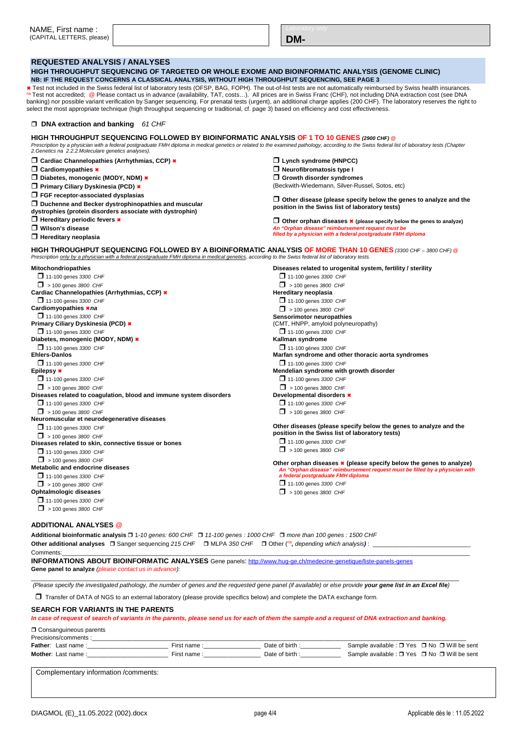NAME, First name :
(CAPITAL LETTERS, please)

Laboratory only

**DM-**

## REQUESTED ANALYSIS / ANALYSES

### HIGH THROUGHPUT SEQUENCING OF TARGETED OR WHOLE EXOME AND BIOINFORMATIC ANALYSIS (GENOME CLINIC)

**NB: IF THE REQUEST CONCERNS A CLASSICAL ANALYSIS, WITHOUT HIGH THROUGHPUT SEQUENCING, SEE PAGE 3**

✖ Test not included in the Swiss federal list of laboratory tests (OFSP, BAG, FOPH). The out-of-list tests are not automatically reimbursed by Swiss health insurances. [na] Test not accredited; @ Please contact us in advance (availability, TAT, costs…). All prices are in Swiss Franc (CHF), not including DNA extraction cost (see DNA banking) nor possible variant verification by Sanger sequencing. For prenatal tests (urgent), an additional charge applies (200 CHF). The laboratory reserves the right to select the most appropriate technique (high throughput sequencing or traditional, cf. page 3) based on efficiency and cost effectiveness.

❒ **DNA extraction and banking** *61 CHF*

### HIGH THROUGHPUT SEQUENCING FOLLOWED BY BIOINFORMATIC ANALYSIS OF 1 TO 10 GENES *(2900 CHF)* @

*Prescription by a physician with a federal postgraduate FMH diploma in medical genetics or related to the examined pathology, according to the Swiss federal list of laboratory tests (Chapter 2.Genetics na 2.2.2.Moleculare genetics analyses).*

- ❒ **Cardiac Channelopathies (Arrhythmias, CCP)** ✖
- ❒ **Cardiomyopathies** ✖
- ❒ **Diabetes, monogenic (MODY, NDM)** ✖
- ❒ **Primary Ciliary Dyskinesia (PCD)** ✖
- ❒ **FGF receptor-associated dysplasias**
- ❒ **Duchenne and Becker dystrophinopathies and muscular dystrophies (protein disorders associate with dystrophin)**
- ❒ **Hereditary periodic fevers** ✖
- ❒ **Wilson's disease**
- ❒ **Hereditary neoplasia**
- ❒ **Lynch syndrome (HNPCC)**
- ❒ **Neurofibromatosis type I**
- ❒ **Growth disorder syndromes** (Beckwith-Wiedemann, Silver-Russel, Sotos, etc)
- ❒ **Other disease (please specify below the genes to analyze and the position in the Swiss list of laboratory tests)**
- ❒ **Other orphan diseases** ✖ **(please specify below the genes to analyze)**
  *An "Orphan disease" reimbursement request must be filled by a physician with a federal postgraduate FMH diploma*

### HIGH THROUGHPUT SEQUENCING FOLLOWED BY A BIOINFORMATIC ANALYSIS OF MORE THAN 10 GENES *(3300 CHF – 3800 CHF)* @

*Prescription only by a physician with a federal postgraduate FMH diploma in medical genetics, according to the Swiss federal list of laboratory tests.*

**Mitochondriopathies**
- ❒ 11-100 genes *3300 CHF*
- ❒ > 100 genes *3800 CHF*

**Cardiac Channelopathies (Arrhythmias, CCP)** ✖
- ❒ 11-100 genes *3300 CHF*

**Cardiomyopathies** ✖*na*
- ❒ 11-100 genes *3300 CHF*

**Primary Ciliary Dyskinesia (PCD)** ✖
- ❒ 11-100 genes *3300 CHF*

**Diabetes, monogenic (MODY, NDM)** ✖
- ❒ 11-100 genes *3300 CHF*

**Ehlers-Danlos**
- ❒ 11-100 genes *3300 CHF*

**Epilepsy** ✖
- ❒ 11-100 genes *3300 CHF*
- ❒ > 100 genes *3800 CHF*

**Diseases related to coagulation, blood and immune system disorders**
- ❒ 11-100 genes *3300 CHF*
- ❒ > 100 genes *3800 CHF*

**Neuromuscular et neurodegenerative diseases**
- ❒ 11-100 genes *3300 CHF*
- ❒ > 100 genes *3800 CHF*

**Diseases related to skin, connective tissue or bones**
- ❒ 11-100 genes *3300 CHF*
- ❒ > 100 genes *3800 CHF*

**Metabolic and endocrine diseases**
- ❒ 11-100 genes *3300 CHF*
- ❒ > 100 genes *3800 CHF*

**Ophtalmologic diseases**
- ❒ 11-100 genes *3300 CHF*
- ❒ > 100 genes *3800 CHF*

**Diseases related to urogenital system, fertility / sterility**
- ❒ 11-100 genes *3300 CHF*
- ❒ > 100 genes *3800 CHF*

**Hereditary neoplasia**
- ❒ 11-100 genes *3300 CHF*
- ❒ > 100 genes *3800 CHF*

**Sensorimotor neuropathies** (CMT, HNPP, amyloid polyneuropathy)
- ❒ 11-100 genes *3300 CHF*

**Kallman syndrome**
- ❒ 11-100 gènes *3300 CHF*

**Marfan syndrome and other thoracic aorta syndromes**
- ❒ 11-100 genes *3300 CHF*

**Mendelian syndrome with growth disorder**
- ❒ 11-100 genes *3300 CHF*
- ❒ > 100 genes *3800 CHF*

**Developmental disorders** ✖
- ❒ 11-100 genes *3300 CHF*
- ❒ > 100 genes *3800 CHF*

**Other diseases (please specify below the genes to analyze and the position in the Swiss list of laboratory tests)**
- ❒ 11-100 genes *3300 CHF*
- ❒ > 100 genes *3800 CHF*

**Other orphan diseases** ✖ **(please specify below the genes to analyze)**
*An "Orphan disease" reimbursement request must be filled by a physician with a federal postgraduate FMH diploma*
- ❒ 11-100 genes *3300 CHF*
- ❒ > 100 genes *3800 CHF*

### ADDITIONAL ANALYSES @

**Additional bioinformatic analysis** ❒ *1-10 genes: 600 CHF* ❒ *11-100 genes : 1000 CHF* ❒ *more than 100 genes : 1500 CHF*

**Other additional analyses** ❒ Sanger sequencing *215 CHF* ❒ MLPA *350 CHF* ❒ Other (*na, depending which analysis*) : ____________________________

Comments:____________________________________________________________________________________________

**INFORMATIONS ABOUT BIOINFORMATIC ANALYSES** Gene panels: http://www.hug-ge.ch/medecine-genetique/liste-panels-genes

**Gene panel to analyze** *(please contact us in advance):*

____________________________________________________________________________________________

*(Please specify the investigated pathology, the number of genes and the requested gene panel (if available) or else provide **your gene list in an Excel file**)*

❒ Transfer of DATA of NGS to an external laboratory (please provide specifics below) and complete the DATA exchange form.

### SEARCH FOR VARIANTS IN THE PARENTS

***In case of request of search of variants in the parents, please send us for each of them the sample and a request of DNA extraction and banking.***

❒ Consanguineous parents

Precisions/comments :____________________________________________________________________________________

**Father**: Last name :______________________ First name :________________ Date of birth :___________ Sample available : ❒ Yes ❒ No ❒ Will be sent

**Mother**: Last name :______________________ First name :________________ Date of birth :___________ Sample available : ❒ Yes ❒ No ❒ Will be sent

Complementary information /comments:

DIAGMOL (E)_11.05.2022 (002).docx — Applicable dès le : 11.05.2022